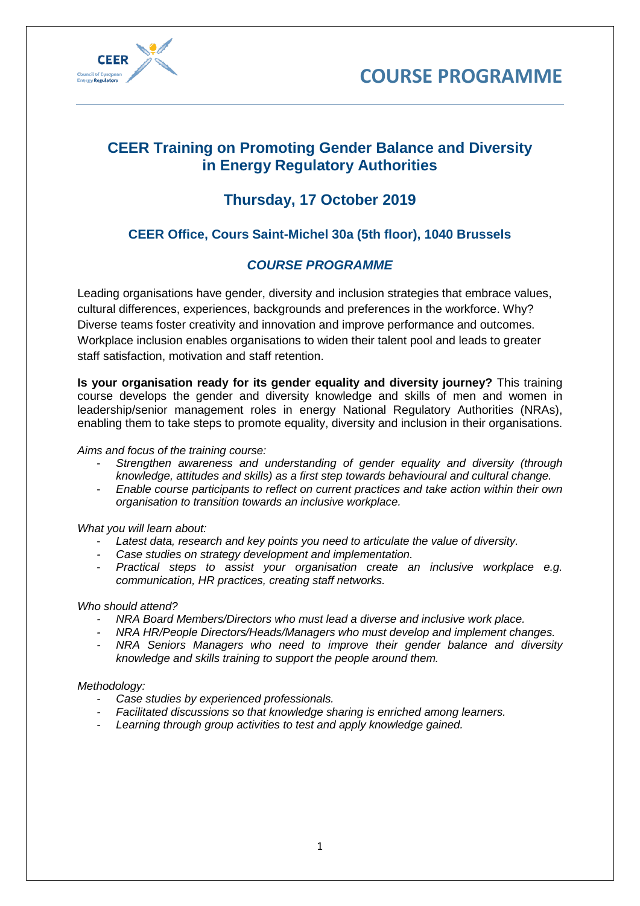# COURSE PROGRAMME

## CEER Training on Promoting Gender Balance and Diversity in Energy Regulatory Authorities

## Thursday, 17 October 2019

### CEER Office, Cours Saint-Michel 30a (5th floor), 1040 Brussels

### *COURSE PROGRAMME*

Leading organisations have gender, diversity and inclusion strategies that embrace values, cultural differences, experiences, backgrounds and preferences in the workforce. Why? Diverse teams foster creativity and innovation and improve performance and outcomes. Workplace inclusion enables organisations to widen their talent pool and leads to greater staff satisfaction, motivation and staff retention.

**Is your organisation ready for its gender equality and diversity journey?** This training course develops the gender and diversity knowledge and skills of men and women in leadership/senior management roles in energy National Regulatory Authorities (NRAs), enabling them to take steps to promote equality, diversity and inclusion in their organisations.

*Aims and focus of the training course:*

- *Strengthen awareness and understanding of gender equality and diversity (through knowledge, attitudes and skills) as a first step towards behavioural and cultural change.*
- *Enable course participants to reflect on current practices and take action within their own organisation to transition towards an inclusive workplace.*

*What you will learn about:*

- *Latest data, research and key points you need to articulate the value of diversity.*
- *Case studies on strategy development and implementation.*
- *Practical steps to assist your organisation create an inclusive workplace e.g. communication, HR practices, creating staff networks.*

*Who should attend?*

- *NRA Board Members/Directors who must lead a diverse and inclusive work place.*
- *NRA HR/People Directors/Heads/Managers who must develop and implement changes.*
- *NRA Seniors Managers who need to improve their gender balance and diversity knowledge and skills training to support the people around them.*

*Methodology:*

- *Case studies by experienced professionals.*
- *Facilitated discussions so that knowledge sharing is enriched among learners.*
- *Learning through group activities to test and apply knowledge gained.*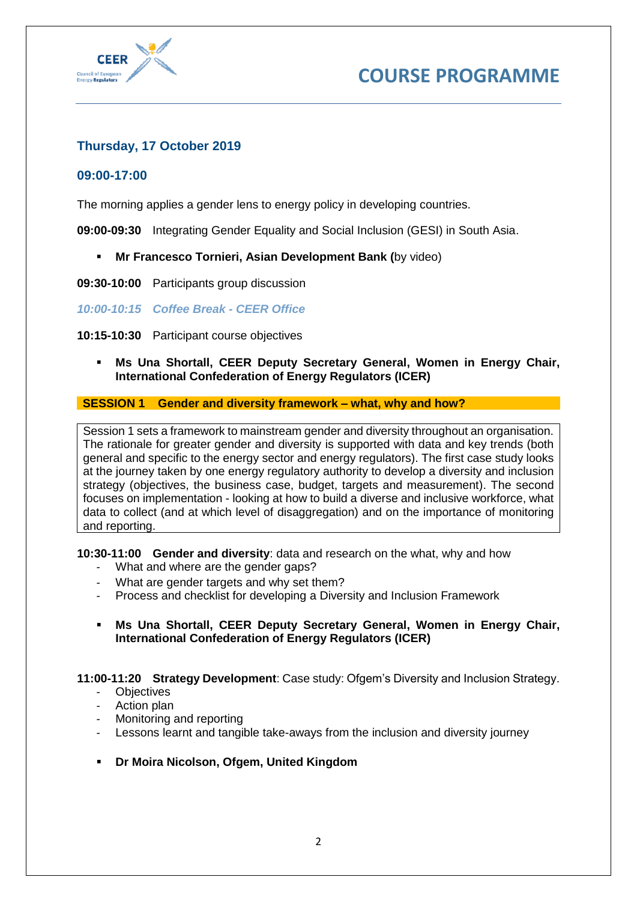# COURSE PROGRAMME

### Thursday, 17 October 2019

### 09:00-17:00

The morning applies a gender lens to energy policy in developing countries.

**09:00-09:30** Integrating Gender Equality and Social Inclusion (GESI) in South Asia.

- **Mr Francesco Tornieri, Asian Development Bank (**by video)

**09:30-10:00** Participants group discussion

*10:00-10:15 Coffee Break - CEER Office*

**10:15-10:30** Participant course objectives

- **Ms Una Shortall, CEER Deputy Secretary General, Women in Energy Chair, International Confederation of Energy Regulators (ICER)**

**SESSION 1 Gender and diversity framework – what, why and how?**

Session 1 sets a framework to mainstream gender and diversity throughout an organisation. The rationale for greater gender and diversity is supported with data and key trends (both general and specific to the energy sector and energy regulators). The first case study looks at the journey taken by one energy regulatory authority to develop a diversity and inclusion strategy (objectives, the business case, budget, targets and measurement). The second focuses on implementation - looking at how to build a diverse and inclusive workforce, what data to collect (and at which level of disaggregation) and on the importance of monitoring and reporting.

**10:30-11:00 Gender and diversity**: data and research on the what, why and how

- What and where are the gender gaps?
- What are gender targets and why set them?
- Process and checklist for developing a Diversity and Inclusion Framework

- **Ms Una Shortall, CEER Deputy Secretary General, Women in Energy Chair, International Confederation of Energy Regulators (ICER)**

**11:00-11:20 Strategy Development**: Case study: Ofgem's Diversity and Inclusion Strategy.

- Objectives
- Action plan
- Monitoring and reporting
- Lessons learnt and tangible take-aways from the inclusion and diversity journey

- **Dr Moira Nicolson, Ofgem, United Kingdom**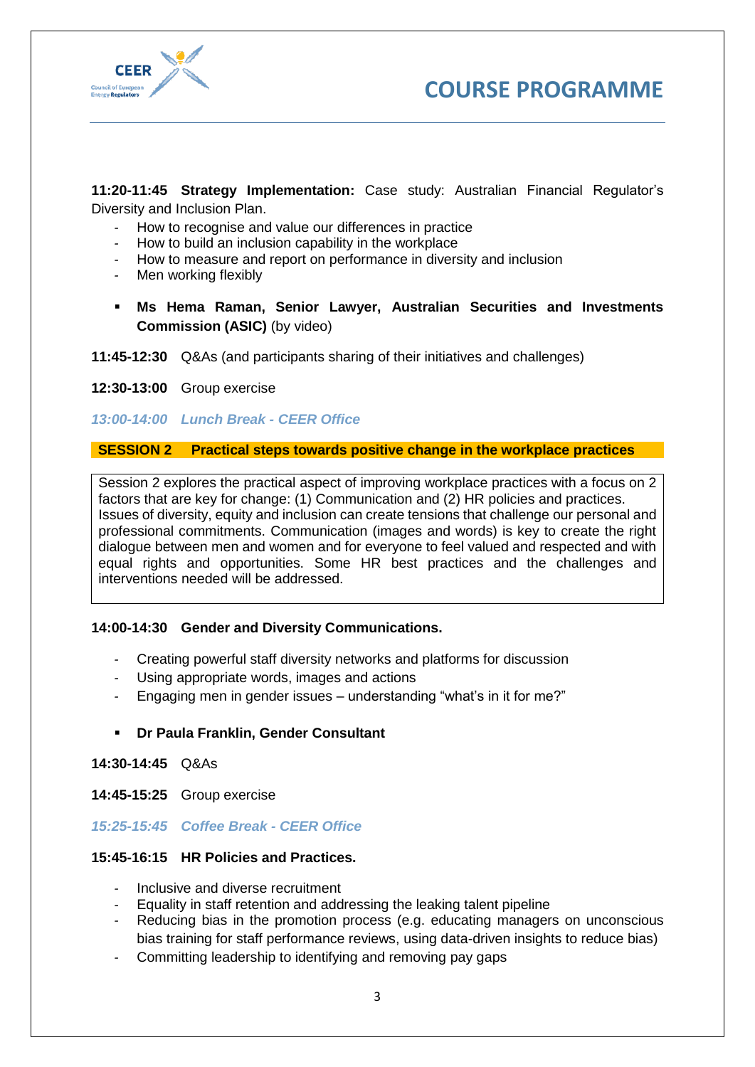**11:20-11:45 Strategy Implementation:** Case study: Australian Financial Regulator's Diversity and Inclusion Plan.

- How to recognise and value our differences in practice
- How to build an inclusion capability in the workplace
- How to measure and report on performance in diversity and inclusion
- Men working flexibly

- **Ms Hema Raman, Senior Lawyer, Australian Securities and Investments Commission (ASIC)** (by video)

**11:45-12:30** Q&As (and participants sharing of their initiatives and challenges)

**12:30-13:00** Group exercise

***13:00-14:00 Lunch Break - CEER Office***

## SESSION 2 Practical steps towards positive change in the workplace practices

Session 2 explores the practical aspect of improving workplace practices with a focus on 2 factors that are key for change: (1) Communication and (2) HR policies and practices. Issues of diversity, equity and inclusion can create tensions that challenge our personal and professional commitments. Communication (images and words) is key to create the right dialogue between men and women and for everyone to feel valued and respected and with equal rights and opportunities. Some HR best practices and the challenges and interventions needed will be addressed.

**14:00-14:30 Gender and Diversity Communications.**

- Creating powerful staff diversity networks and platforms for discussion
- Using appropriate words, images and actions
- Engaging men in gender issues – understanding "what's in it for me?"

- **Dr Paula Franklin, Gender Consultant**

**14:30-14:45** Q&As

**14:45-15:25** Group exercise

***15:25-15:45 Coffee Break - CEER Office***

**15:45-16:15 HR Policies and Practices.**

- Inclusive and diverse recruitment
- Equality in staff retention and addressing the leaking talent pipeline
- Reducing bias in the promotion process (e.g. educating managers on unconscious bias training for staff performance reviews, using data-driven insights to reduce bias)
- Committing leadership to identifying and removing pay gaps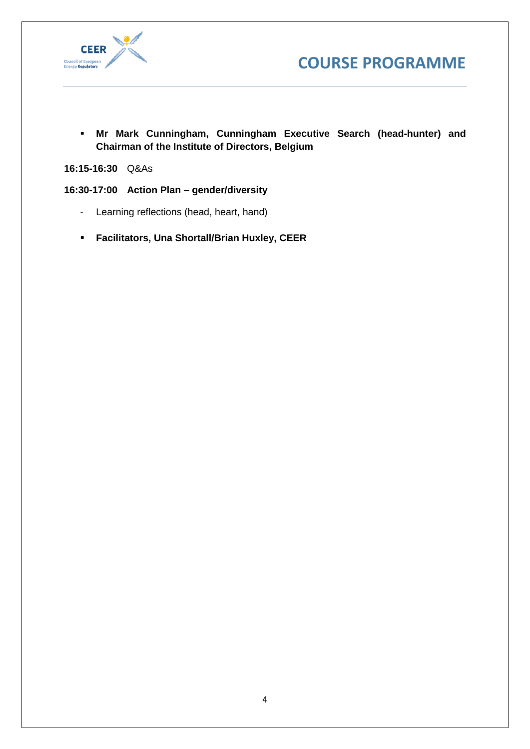- **Mr Mark Cunningham, Cunningham Executive Search (head-hunter) and Chairman of the Institute of Directors, Belgium**

**16:15-16:30** Q&As

**16:30-17:00 Action Plan – gender/diversity**

- Learning reflections (head, heart, hand)

- **Facilitators, Una Shortall/Brian Huxley, CEER**